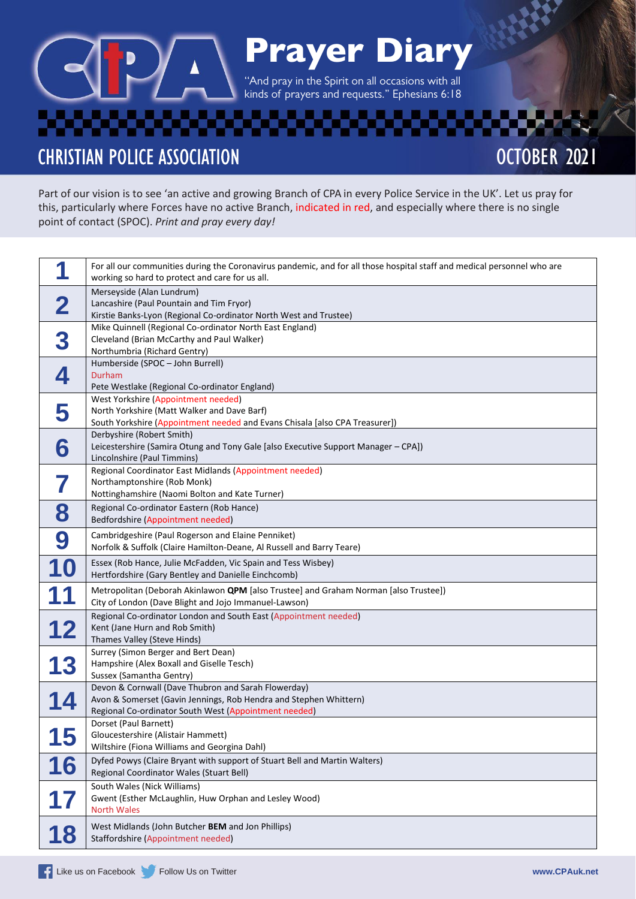# Prayer Diary

"And pray in the Spirit on all occasions with all kinds of prayers and requests." Ephesians 6:18

## CHRISTIAN POLICE ASSOCIATION

## OCTOBER 2021

Part of our vision is to see 'an active and growing Branch of CPA in every Police Service in the UK'. Let us pray for this, particularly where Forces have no active Branch, indicated in red, and especially where there is no single point of contact (SPOC). *Print and pray every day!*

| | |
|---|---|
| **1** | For all our communities during the Coronavirus pandemic, and for all those hospital staff and medical personnel who are working so hard to protect and care for us all. |
| **2** | Merseyside (Alan Lundrum)<br>Lancashire (Paul Pountain and Tim Fryor)<br>Kirstie Banks-Lyon (Regional Co-ordinator North West and Trustee) |
| **3** | Mike Quinnell (Regional Co-ordinator North East England)<br>Cleveland (Brian McCarthy and Paul Walker)<br>Northumbria (Richard Gentry) |
| **4** | Humberside (SPOC – John Burrell)<br>Durham<br>Pete Westlake (Regional Co-ordinator England) |
| **5** | West Yorkshire (Appointment needed)<br>North Yorkshire (Matt Walker and Dave Barf)<br>South Yorkshire (Appointment needed and Evans Chisala [also CPA Treasurer]) |
| **6** | Derbyshire (Robert Smith)<br>Leicestershire (Samira Otung and Tony Gale [also Executive Support Manager – CPA])<br>Lincolnshire (Paul Timmins) |
| **7** | Regional Coordinator East Midlands (Appointment needed)<br>Northamptonshire (Rob Monk)<br>Nottinghamshire (Naomi Bolton and Kate Turner) |
| **8** | Regional Co-ordinator Eastern (Rob Hance)<br>Bedfordshire (Appointment needed) |
| **9** | Cambridgeshire (Paul Rogerson and Elaine Penniket)<br>Norfolk & Suffolk (Claire Hamilton-Deane, Al Russell and Barry Teare) |
| **10** | Essex (Rob Hance, Julie McFadden, Vic Spain and Tess Wisbey)<br>Hertfordshire (Gary Bentley and Danielle Einchcomb) |
| **11** | Metropolitan (Deborah Akinlawon **QPM** [also Trustee] and Graham Norman [also Trustee])<br>City of London (Dave Blight and Jojo Immanuel-Lawson) |
| **12** | Regional Co-ordinator London and South East (Appointment needed)<br>Kent (Jane Hurn and Rob Smith)<br>Thames Valley (Steve Hinds) |
| **13** | Surrey (Simon Berger and Bert Dean)<br>Hampshire (Alex Boxall and Giselle Tesch)<br>Sussex (Samantha Gentry) |
| **14** | Devon & Cornwall (Dave Thubron and Sarah Flowerday)<br>Avon & Somerset (Gavin Jennings, Rob Hendra and Stephen Whittern)<br>Regional Co-ordinator South West (Appointment needed) |
| **15** | Dorset (Paul Barnett)<br>Gloucestershire (Alistair Hammett)<br>Wiltshire (Fiona Williams and Georgina Dahl) |
| **16** | Dyfed Powys (Claire Bryant with support of Stuart Bell and Martin Walters)<br>Regional Coordinator Wales (Stuart Bell) |
| **17** | South Wales (Nick Williams)<br>Gwent (Esther McLaughlin, Huw Orphan and Lesley Wood)<br>North Wales |
| **18** | West Midlands (John Butcher **BEM** and Jon Phillips)<br>Staffordshire (Appointment needed) |

Like us on Facebook   Follow Us on Twitter   www.CPAuk.net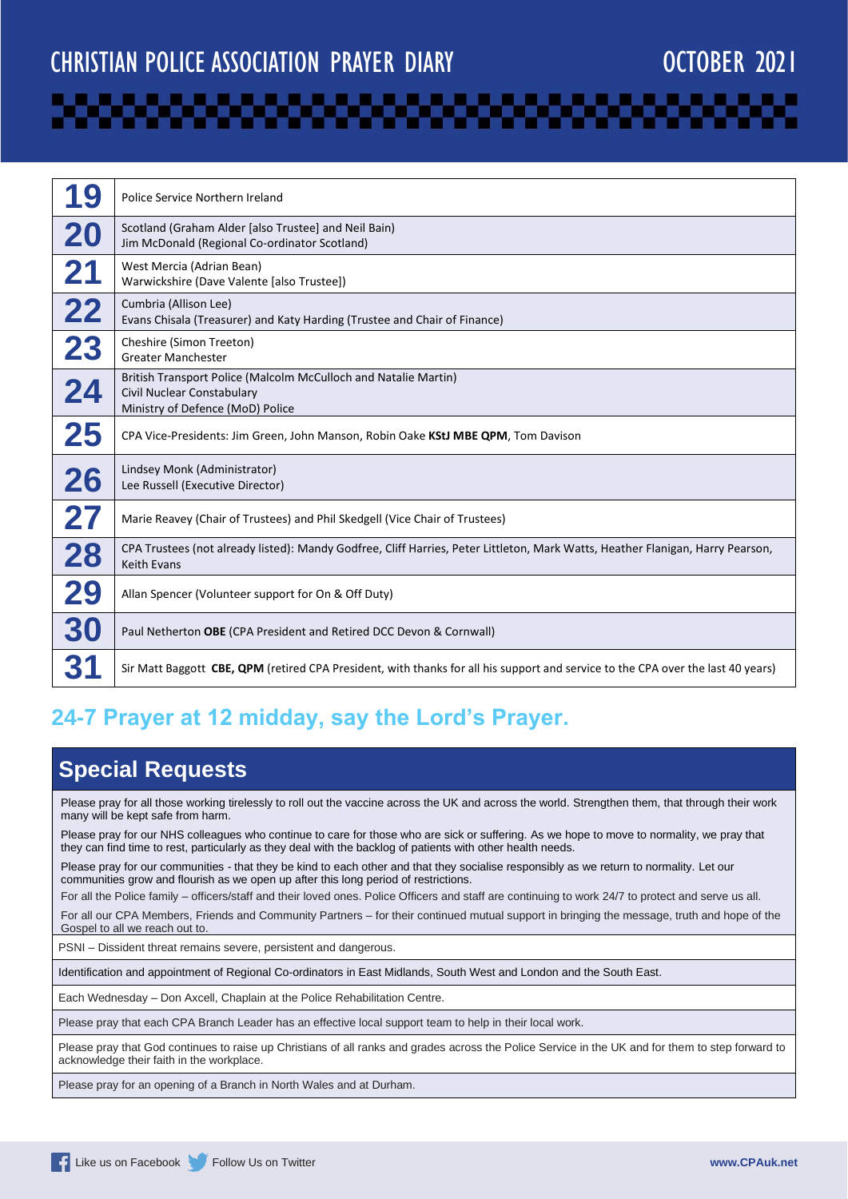# CHRISTIAN POLICE ASSOCIATION PRAYER DIARY

## OCTOBER 2021

| | |
|---|---|
| **19** | Police Service Northern Ireland |
| **20** | Scotland (Graham Alder [also Trustee] and Neil Bain)<br>Jim McDonald (Regional Co-ordinator Scotland) |
| **21** | West Mercia (Adrian Bean)<br>Warwickshire (Dave Valente [also Trustee]) |
| **22** | Cumbria (Allison Lee)<br>Evans Chisala (Treasurer) and Katy Harding (Trustee and Chair of Finance) |
| **23** | Cheshire (Simon Treeton)<br>Greater Manchester |
| **24** | British Transport Police (Malcolm McCulloch and Natalie Martin)<br>Civil Nuclear Constabulary<br>Ministry of Defence (MoD) Police |
| **25** | CPA Vice-Presidents: Jim Green, John Manson, Robin Oake **KStJ MBE QPM**, Tom Davison |
| **26** | Lindsey Monk (Administrator)<br>Lee Russell (Executive Director) |
| **27** | Marie Reavey (Chair of Trustees) and Phil Skedgell (Vice Chair of Trustees) |
| **28** | CPA Trustees (not already listed): Mandy Godfree, Cliff Harries, Peter Littleton, Mark Watts, Heather Flanigan, Harry Pearson, Keith Evans |
| **29** | Allan Spencer (Volunteer support for On & Off Duty) |
| **30** | Paul Netherton **OBE** (CPA President and Retired DCC Devon & Cornwall) |
| **31** | Sir Matt Baggott **CBE, QPM** (retired CPA President, with thanks for all his support and service to the CPA over the last 40 years) |

## 24-7 Prayer at 12 midday, say the Lord's Prayer.

## Special Requests

Please pray for all those working tirelessly to roll out the vaccine across the UK and across the world. Strengthen them, that through their work many will be kept safe from harm.

Please pray for our NHS colleagues who continue to care for those who are sick or suffering. As we hope to move to normality, we pray that they can find time to rest, particularly as they deal with the backlog of patients with other health needs.

Please pray for our communities - that they be kind to each other and that they socialise responsibly as we return to normality. Let our communities grow and flourish as we open up after this long period of restrictions.

For all the Police family – officers/staff and their loved ones. Police Officers and staff are continuing to work 24/7 to protect and serve us all.

For all our CPA Members, Friends and Community Partners – for their continued mutual support in bringing the message, truth and hope of the Gospel to all we reach out to.

PSNI – Dissident threat remains severe, persistent and dangerous.

Identification and appointment of Regional Co-ordinators in East Midlands, South West and London and the South East.

Each Wednesday – Don Axcell, Chaplain at the Police Rehabilitation Centre.

Please pray that each CPA Branch Leader has an effective local support team to help in their local work.

Please pray that God continues to raise up Christians of all ranks and grades across the Police Service in the UK and for them to step forward to acknowledge their faith in the workplace.

Please pray for an opening of a Branch in North Wales and at Durham.

Like us on Facebook Follow Us on Twitter **www.CPAuk.net**